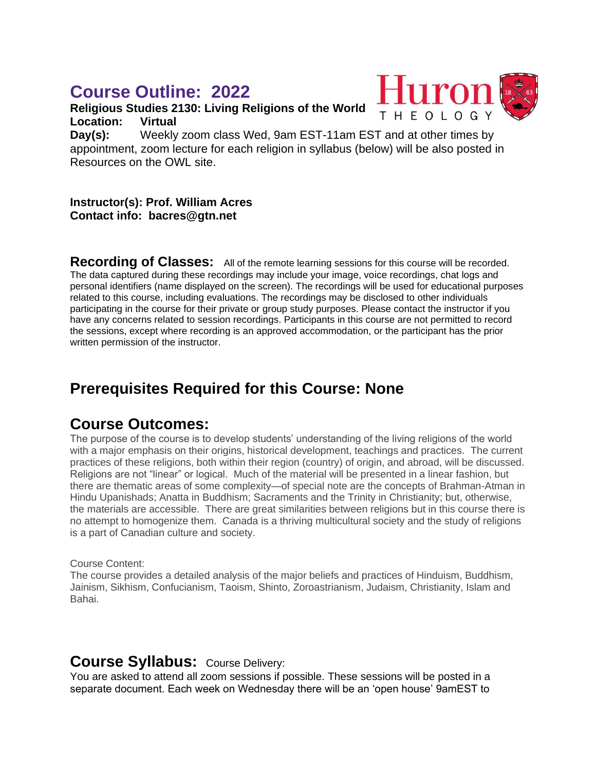# Course Outline: 2022

**Religious Studies 2130: Living Religions of the World**
**Location: Virtual**
**Day(s):** Weekly zoom class Wed, 9am EST-11am EST and at other times by appointment, zoom lecture for each religion in syllabus (below) will be also posted in Resources on the OWL site.

**Instructor(s): Prof. William Acres**
**Contact info: bacres@gtn.net**

**Recording of Classes:** All of the remote learning sessions for this course will be recorded. The data captured during these recordings may include your image, voice recordings, chat logs and personal identifiers (name displayed on the screen). The recordings will be used for educational purposes related to this course, including evaluations. The recordings may be disclosed to other individuals participating in the course for their private or group study purposes. Please contact the instructor if you have any concerns related to session recordings. Participants in this course are not permitted to record the sessions, except where recording is an approved accommodation, or the participant has the prior written permission of the instructor.

## Prerequisites Required for this Course: None

## Course Outcomes:

The purpose of the course is to develop students' understanding of the living religions of the world with a major emphasis on their origins, historical development, teachings and practices. The current practices of these religions, both within their region (country) of origin, and abroad, will be discussed. Religions are not "linear" or logical. Much of the material will be presented in a linear fashion, but there are thematic areas of some complexity—of special note are the concepts of Brahman-Atman in Hindu Upanishads; Anatta in Buddhism; Sacraments and the Trinity in Christianity; but, otherwise, the materials are accessible. There are great similarities between religions but in this course there is no attempt to homogenize them. Canada is a thriving multicultural society and the study of religions is a part of Canadian culture and society.

Course Content:
The course provides a detailed analysis of the major beliefs and practices of Hinduism, Buddhism, Jainism, Sikhism, Confucianism, Taoism, Shinto, Zoroastrianism, Judaism, Christianity, Islam and Bahai.

## Course Syllabus: Course Delivery:

You are asked to attend all zoom sessions if possible. These sessions will be posted in a separate document. Each week on Wednesday there will be an 'open house' 9amEST to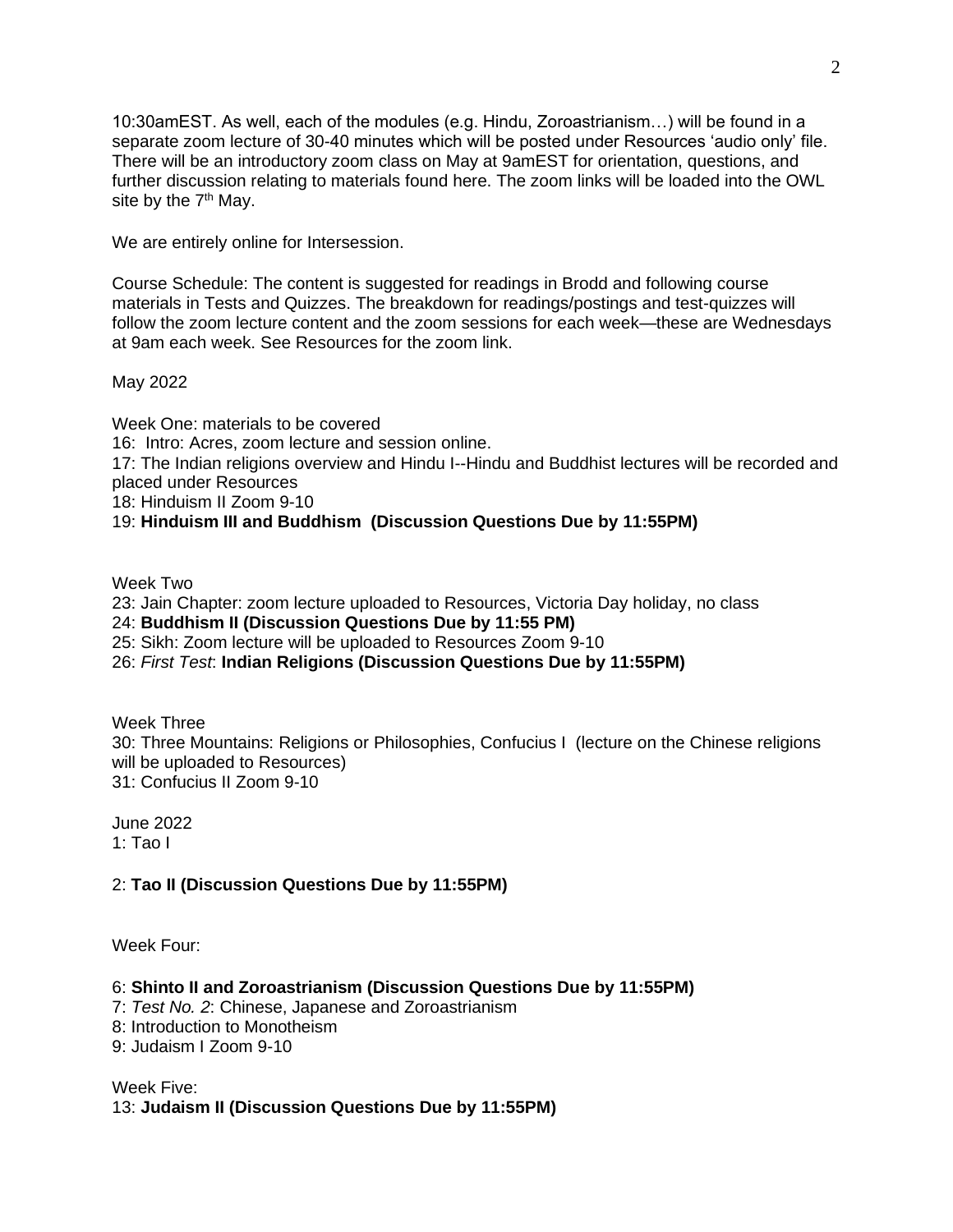10:30amEST. As well, each of the modules (e.g. Hindu, Zoroastrianism…) will be found in a separate zoom lecture of 30-40 minutes which will be posted under Resources 'audio only' file. There will be an introductory zoom class on May at 9amEST for orientation, questions, and further discussion relating to materials found here. The zoom links will be loaded into the OWL site by the 7th May.

We are entirely online for Intersession.

Course Schedule: The content is suggested for readings in Brodd and following course materials in Tests and Quizzes. The breakdown for readings/postings and test-quizzes will follow the zoom lecture content and the zoom sessions for each week—these are Wednesdays at 9am each week. See Resources for the zoom link.

May 2022

Week One: materials to be covered
16: Intro: Acres, zoom lecture and session online.
17: The Indian religions overview and Hindu I--Hindu and Buddhist lectures will be recorded and placed under Resources
18: Hinduism II Zoom 9-10
19: **Hinduism III and Buddhism (Discussion Questions Due by 11:55PM)**

Week Two
23: Jain Chapter: zoom lecture uploaded to Resources, Victoria Day holiday, no class
24: **Buddhism II (Discussion Questions Due by 11:55 PM)**
25: Sikh: Zoom lecture will be uploaded to Resources Zoom 9-10
26: *First Test*: **Indian Religions (Discussion Questions Due by 11:55PM)**

Week Three
30: Three Mountains: Religions or Philosophies, Confucius I (lecture on the Chinese religions will be uploaded to Resources)
31: Confucius II Zoom 9-10

June 2022
1: Tao I

2: **Tao II (Discussion Questions Due by 11:55PM)**

Week Four:

6: **Shinto II and Zoroastrianism (Discussion Questions Due by 11:55PM)**
7: *Test No. 2*: Chinese, Japanese and Zoroastrianism
8: Introduction to Monotheism
9: Judaism I Zoom 9-10

Week Five:
13: **Judaism II (Discussion Questions Due by 11:55PM)**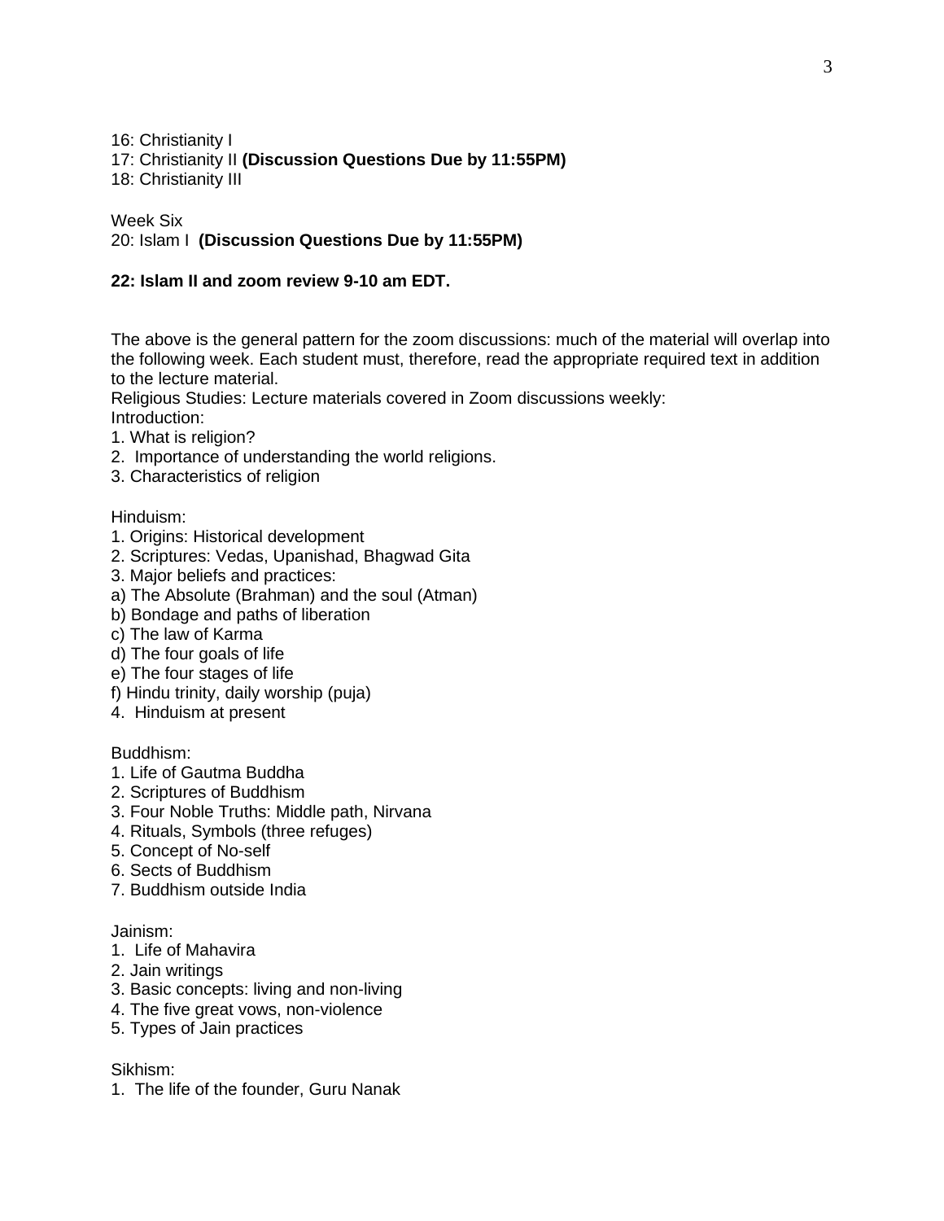16: Christianity I
17: Christianity II **(Discussion Questions Due by 11:55PM)**
18: Christianity III

Week Six
20: Islam I **(Discussion Questions Due by 11:55PM)**

**22: Islam II and zoom review 9-10 am EDT.**

The above is the general pattern for the zoom discussions: much of the material will overlap into the following week. Each student must, therefore, read the appropriate required text in addition to the lecture material.
Religious Studies: Lecture materials covered in Zoom discussions weekly:
Introduction:
1. What is religion?
2. Importance of understanding the world religions.
3. Characteristics of religion

Hinduism:
1. Origins: Historical development
2. Scriptures: Vedas, Upanishad, Bhagwad Gita
3. Major beliefs and practices:
a) The Absolute (Brahman) and the soul (Atman)
b) Bondage and paths of liberation
c) The law of Karma
d) The four goals of life
e) The four stages of life
f) Hindu trinity, daily worship (puja)
4. Hinduism at present

Buddhism:
1. Life of Gautma Buddha
2. Scriptures of Buddhism
3. Four Noble Truths: Middle path, Nirvana
4. Rituals, Symbols (three refuges)
5. Concept of No-self
6. Sects of Buddhism
7. Buddhism outside India

Jainism:
1. Life of Mahavira
2. Jain writings
3. Basic concepts: living and non-living
4. The five great vows, non-violence
5. Types of Jain practices

Sikhism:
1. The life of the founder, Guru Nanak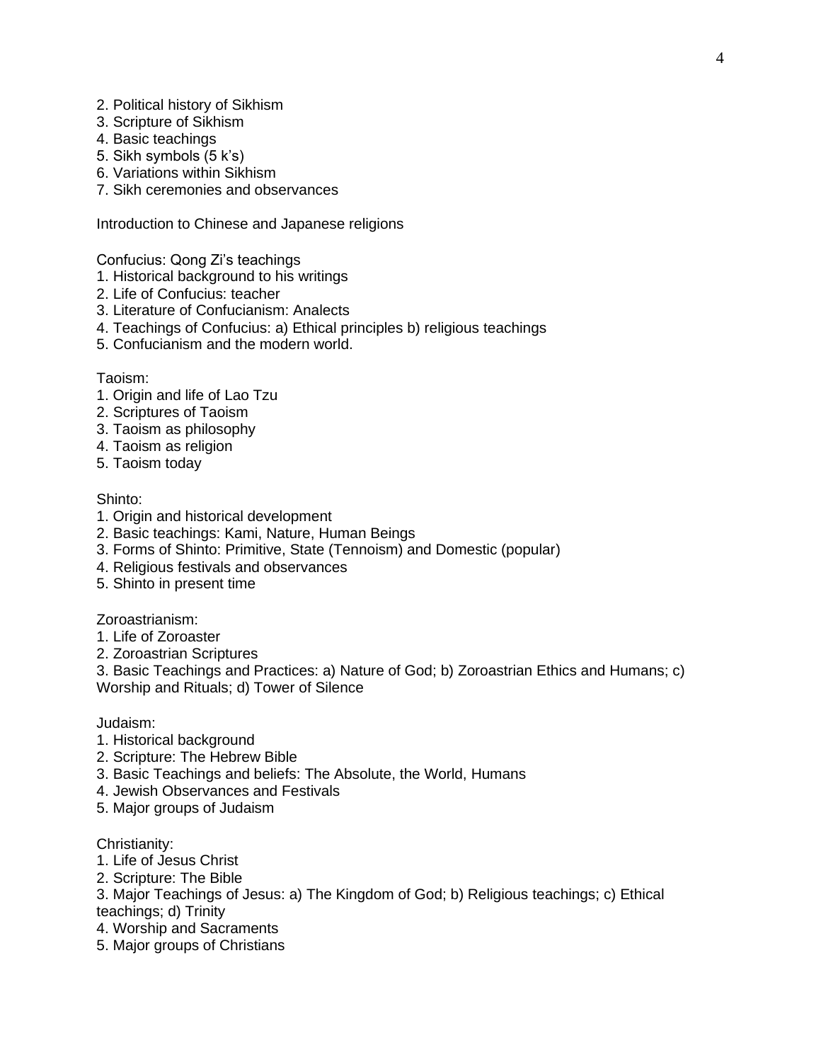2. Political history of Sikhism
3. Scripture of Sikhism
4. Basic teachings
5. Sikh symbols (5 k's)
6. Variations within Sikhism
7. Sikh ceremonies and observances

Introduction to Chinese and Japanese religions

Confucius: Qong Zi's teachings
1. Historical background to his writings
2. Life of Confucius: teacher
3. Literature of Confucianism: Analects
4. Teachings of Confucius: a) Ethical principles b) religious teachings
5. Confucianism and the modern world.

Taoism:
1. Origin and life of Lao Tzu
2. Scriptures of Taoism
3. Taoism as philosophy
4. Taoism as religion
5. Taoism today

Shinto:
1. Origin and historical development
2. Basic teachings: Kami, Nature, Human Beings
3. Forms of Shinto: Primitive, State (Tennoism) and Domestic (popular)
4. Religious festivals and observances
5. Shinto in present time

Zoroastrianism:
1. Life of Zoroaster
2. Zoroastrian Scriptures
3. Basic Teachings and Practices: a) Nature of God; b) Zoroastrian Ethics and Humans; c) Worship and Rituals; d) Tower of Silence

Judaism:
1. Historical background
2. Scripture: The Hebrew Bible
3. Basic Teachings and beliefs: The Absolute, the World, Humans
4. Jewish Observances and Festivals
5. Major groups of Judaism

Christianity:
1. Life of Jesus Christ
2. Scripture: The Bible
3. Major Teachings of Jesus: a) The Kingdom of God; b) Religious teachings; c) Ethical teachings; d) Trinity
4. Worship and Sacraments
5. Major groups of Christians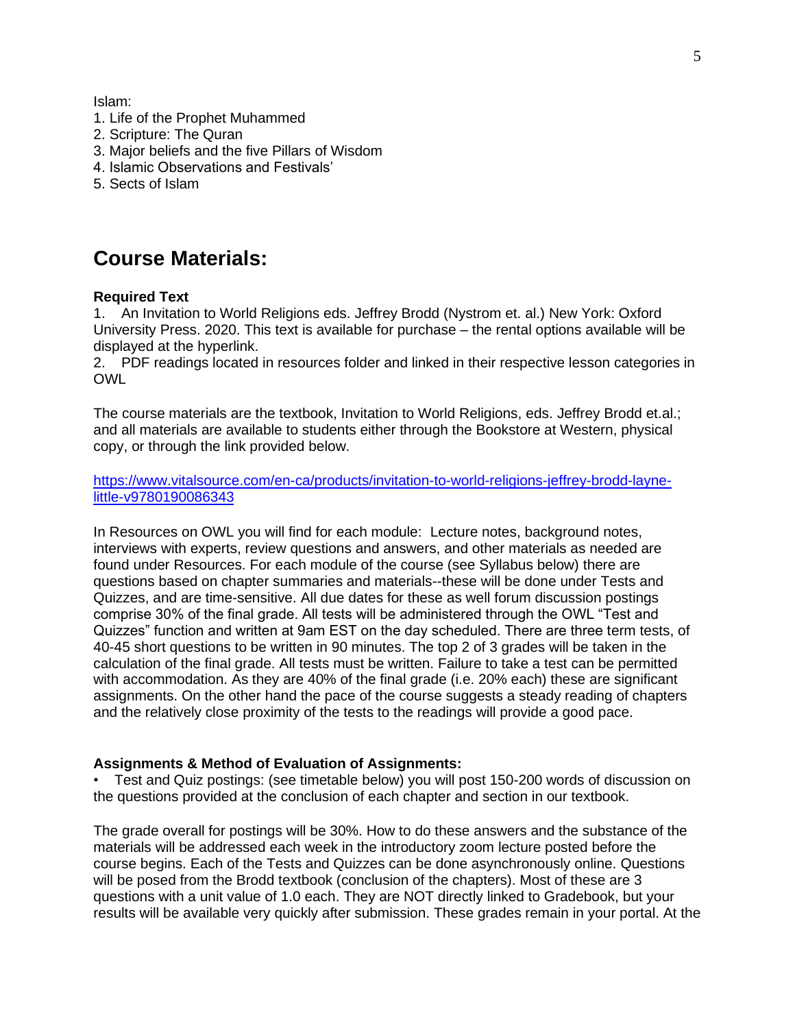Islam:
1. Life of the Prophet Muhammed
2. Scripture: The Quran
3. Major beliefs and the five Pillars of Wisdom
4. Islamic Observations and Festivals'
5. Sects of Islam

## Course Materials:

**Required Text**

1. An Invitation to World Religions eds. Jeffrey Brodd (Nystrom et. al.) New York: Oxford University Press. 2020. This text is available for purchase – the rental options available will be displayed at the hyperlink.
2. PDF readings located in resources folder and linked in their respective lesson categories in OWL

The course materials are the textbook, Invitation to World Religions, eds. Jeffrey Brodd et.al.; and all materials are available to students either through the Bookstore at Western, physical copy, or through the link provided below.

[https://www.vitalsource.com/en-ca/products/invitation-to-world-religions-jeffrey-brodd-layne-little-v9780190086343](https://www.vitalsource.com/en-ca/products/invitation-to-world-religions-jeffrey-brodd-layne-little-v9780190086343)

In Resources on OWL you will find for each module: Lecture notes, background notes, interviews with experts, review questions and answers, and other materials as needed are found under Resources. For each module of the course (see Syllabus below) there are questions based on chapter summaries and materials--these will be done under Tests and Quizzes, and are time-sensitive. All due dates for these as well forum discussion postings comprise 30% of the final grade. All tests will be administered through the OWL "Test and Quizzes" function and written at 9am EST on the day scheduled. There are three term tests, of 40-45 short questions to be written in 90 minutes. The top 2 of 3 grades will be taken in the calculation of the final grade. All tests must be written. Failure to take a test can be permitted with accommodation. As they are 40% of the final grade (i.e. 20% each) these are significant assignments. On the other hand the pace of the course suggests a steady reading of chapters and the relatively close proximity of the tests to the readings will provide a good pace.

**Assignments & Method of Evaluation of Assignments:**

- Test and Quiz postings: (see timetable below) you will post 150-200 words of discussion on the questions provided at the conclusion of each chapter and section in our textbook.

The grade overall for postings will be 30%. How to do these answers and the substance of the materials will be addressed each week in the introductory zoom lecture posted before the course begins. Each of the Tests and Quizzes can be done asynchronously online. Questions will be posed from the Brodd textbook (conclusion of the chapters). Most of these are 3 questions with a unit value of 1.0 each. They are NOT directly linked to Gradebook, but your results will be available very quickly after submission. These grades remain in your portal. At the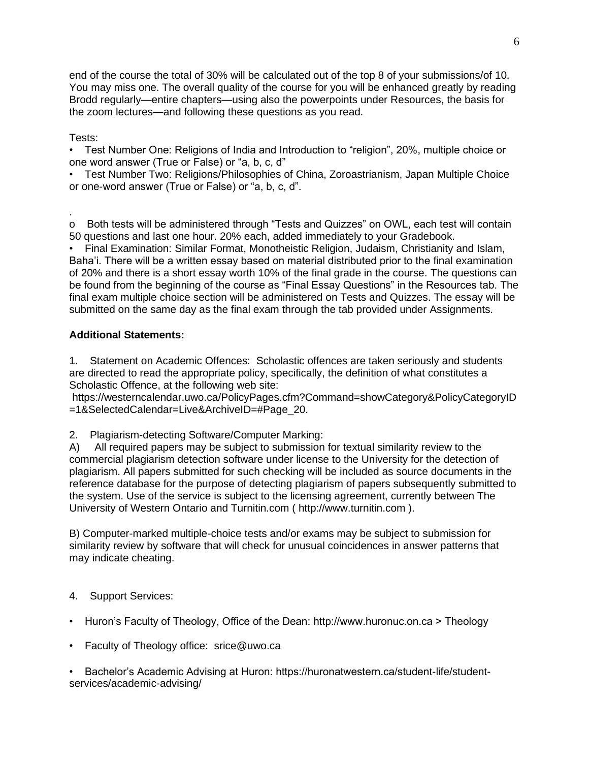end of the course the total of 30% will be calculated out of the top 8 of your submissions/of 10. You may miss one. The overall quality of the course for you will be enhanced greatly by reading Brodd regularly—entire chapters—using also the powerpoints under Resources, the basis for the zoom lectures—and following these questions as you read.

Tests:

- Test Number One: Religions of India and Introduction to "religion", 20%, multiple choice or one word answer (True or False) or "a, b, c, d"
- Test Number Two: Religions/Philosophies of China, Zoroastrianism, Japan Multiple Choice or one-word answer (True or False) or "a, b, c, d".

.

- Both tests will be administered through "Tests and Quizzes" on OWL, each test will contain 50 questions and last one hour. 20% each, added immediately to your Gradebook.

- Final Examination: Similar Format, Monotheistic Religion, Judaism, Christianity and Islam, Baha'i. There will be a written essay based on material distributed prior to the final examination of 20% and there is a short essay worth 10% of the final grade in the course. The questions can be found from the beginning of the course as "Final Essay Questions" in the Resources tab. The final exam multiple choice section will be administered on Tests and Quizzes. The essay will be submitted on the same day as the final exam through the tab provided under Assignments.

**Additional Statements:**

1. Statement on Academic Offences: Scholastic offences are taken seriously and students are directed to read the appropriate policy, specifically, the definition of what constitutes a Scholastic Offence, at the following web site:
https://westerncalendar.uwo.ca/PolicyPages.cfm?Command=showCategory&PolicyCategoryID=1&SelectedCalendar=Live&ArchiveID=#Page_20.

2. Plagiarism-detecting Software/Computer Marking:

A) All required papers may be subject to submission for textual similarity review to the commercial plagiarism detection software under license to the University for the detection of plagiarism. All papers submitted for such checking will be included as source documents in the reference database for the purpose of detecting plagiarism of papers subsequently submitted to the system. Use of the service is subject to the licensing agreement, currently between The University of Western Ontario and Turnitin.com ( http://www.turnitin.com ).

B) Computer-marked multiple-choice tests and/or exams may be subject to submission for similarity review by software that will check for unusual coincidences in answer patterns that may indicate cheating.

4. Support Services:

- Huron's Faculty of Theology, Office of the Dean: http://www.huronuc.on.ca > Theology

- Faculty of Theology office: srice@uwo.ca

- Bachelor's Academic Advising at Huron: https://huronatwestern.ca/student-life/student-services/academic-advising/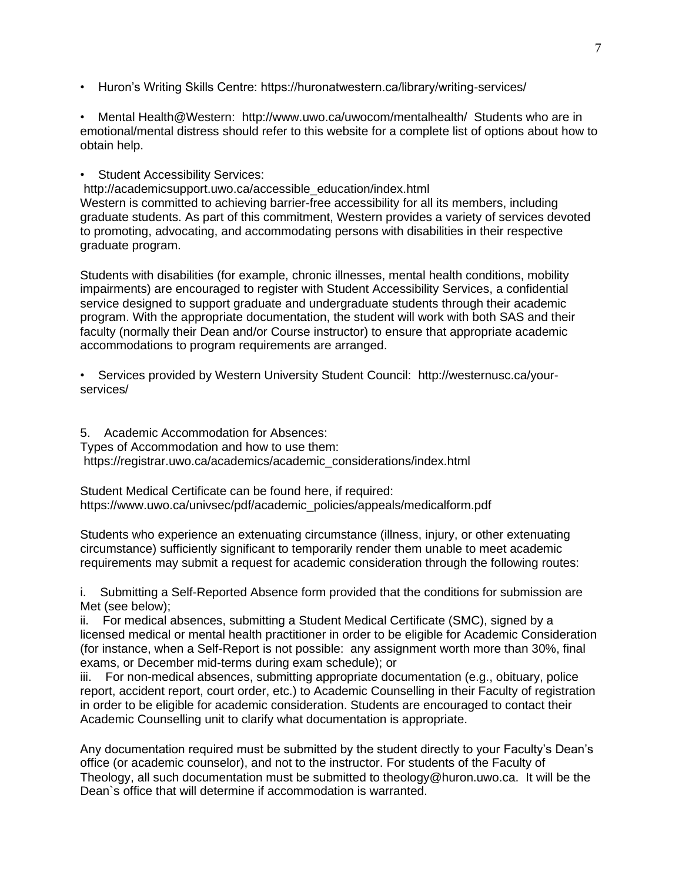- Huron's Writing Skills Centre: https://huronatwestern.ca/library/writing-services/

- Mental Health@Western: http://www.uwo.ca/uwocom/mentalhealth/ Students who are in emotional/mental distress should refer to this website for a complete list of options about how to obtain help.

- Student Accessibility Services: http://academicsupport.uwo.ca/accessible_education/index.html
Western is committed to achieving barrier-free accessibility for all its members, including graduate students. As part of this commitment, Western provides a variety of services devoted to promoting, advocating, and accommodating persons with disabilities in their respective graduate program.

Students with disabilities (for example, chronic illnesses, mental health conditions, mobility impairments) are encouraged to register with Student Accessibility Services, a confidential service designed to support graduate and undergraduate students through their academic program. With the appropriate documentation, the student will work with both SAS and their faculty (normally their Dean and/or Course instructor) to ensure that appropriate academic accommodations to program requirements are arranged.

- Services provided by Western University Student Council: http://westernusc.ca/your-services/

5. Academic Accommodation for Absences:
Types of Accommodation and how to use them:
https://registrar.uwo.ca/academics/academic_considerations/index.html

Student Medical Certificate can be found here, if required:
https://www.uwo.ca/univsec/pdf/academic_policies/appeals/medicalform.pdf

Students who experience an extenuating circumstance (illness, injury, or other extenuating circumstance) sufficiently significant to temporarily render them unable to meet academic requirements may submit a request for academic consideration through the following routes:

i. Submitting a Self-Reported Absence form provided that the conditions for submission are Met (see below);
ii. For medical absences, submitting a Student Medical Certificate (SMC), signed by a licensed medical or mental health practitioner in order to be eligible for Academic Consideration (for instance, when a Self-Report is not possible: any assignment worth more than 30%, final exams, or December mid-terms during exam schedule); or
iii. For non-medical absences, submitting appropriate documentation (e.g., obituary, police report, accident report, court order, etc.) to Academic Counselling in their Faculty of registration in order to be eligible for academic consideration. Students are encouraged to contact their Academic Counselling unit to clarify what documentation is appropriate.

Any documentation required must be submitted by the student directly to your Faculty's Dean's office (or academic counselor), and not to the instructor. For students of the Faculty of Theology, all such documentation must be submitted to theology@huron.uwo.ca. It will be the Dean`s office that will determine if accommodation is warranted.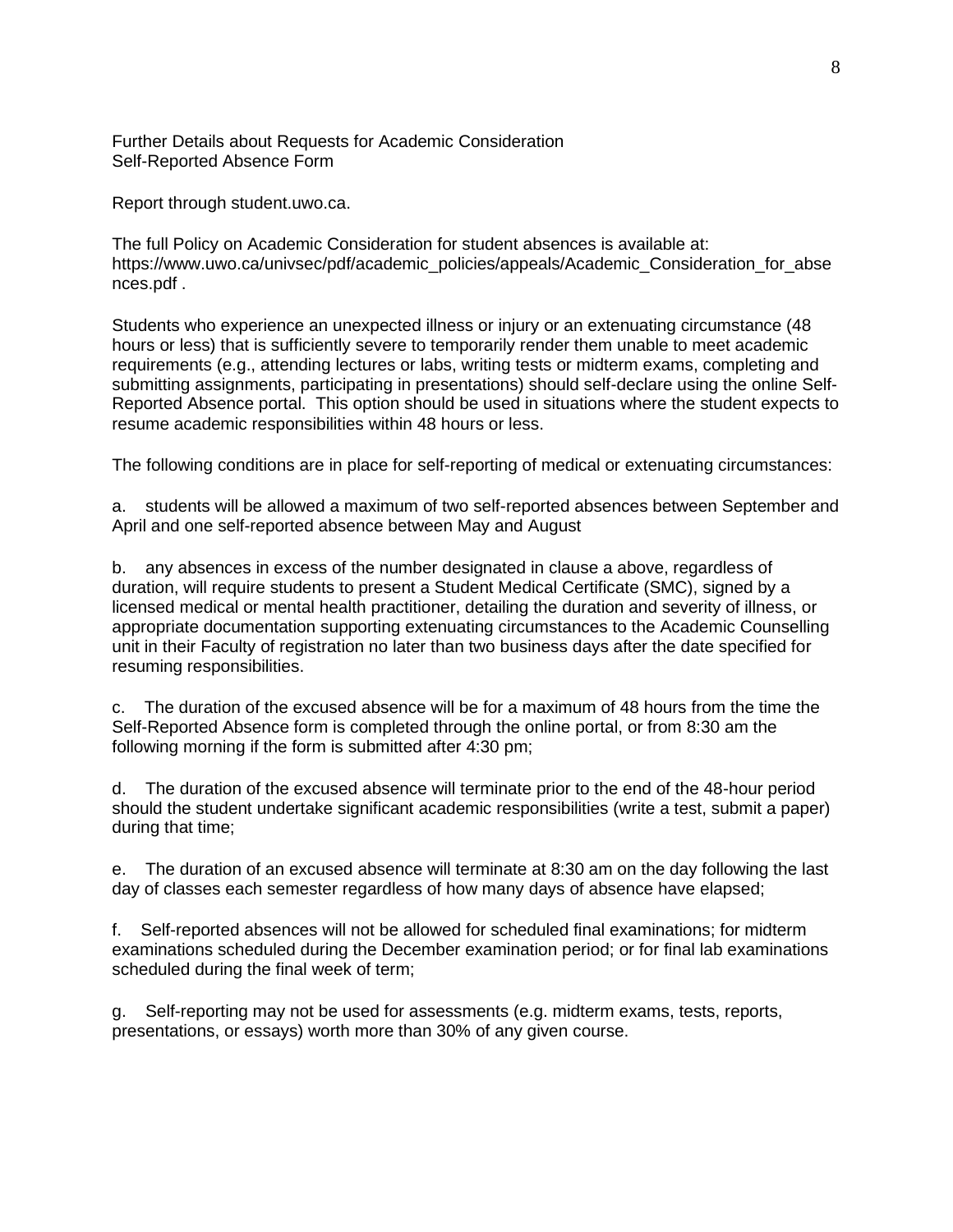Further Details about Requests for Academic Consideration
Self-Reported Absence Form

Report through student.uwo.ca.

The full Policy on Academic Consideration for student absences is available at: https://www.uwo.ca/univsec/pdf/academic_policies/appeals/Academic_Consideration_for_absences.pdf .

Students who experience an unexpected illness or injury or an extenuating circumstance (48 hours or less) that is sufficiently severe to temporarily render them unable to meet academic requirements (e.g., attending lectures or labs, writing tests or midterm exams, completing and submitting assignments, participating in presentations) should self-declare using the online Self-Reported Absence portal. This option should be used in situations where the student expects to resume academic responsibilities within 48 hours or less.

The following conditions are in place for self-reporting of medical or extenuating circumstances:

a. students will be allowed a maximum of two self-reported absences between September and April and one self-reported absence between May and August

b. any absences in excess of the number designated in clause a above, regardless of duration, will require students to present a Student Medical Certificate (SMC), signed by a licensed medical or mental health practitioner, detailing the duration and severity of illness, or appropriate documentation supporting extenuating circumstances to the Academic Counselling unit in their Faculty of registration no later than two business days after the date specified for resuming responsibilities.

c. The duration of the excused absence will be for a maximum of 48 hours from the time the Self-Reported Absence form is completed through the online portal, or from 8:30 am the following morning if the form is submitted after 4:30 pm;

d. The duration of the excused absence will terminate prior to the end of the 48-hour period should the student undertake significant academic responsibilities (write a test, submit a paper) during that time;

e. The duration of an excused absence will terminate at 8:30 am on the day following the last day of classes each semester regardless of how many days of absence have elapsed;

f. Self-reported absences will not be allowed for scheduled final examinations; for midterm examinations scheduled during the December examination period; or for final lab examinations scheduled during the final week of term;

g. Self-reporting may not be used for assessments (e.g. midterm exams, tests, reports, presentations, or essays) worth more than 30% of any given course.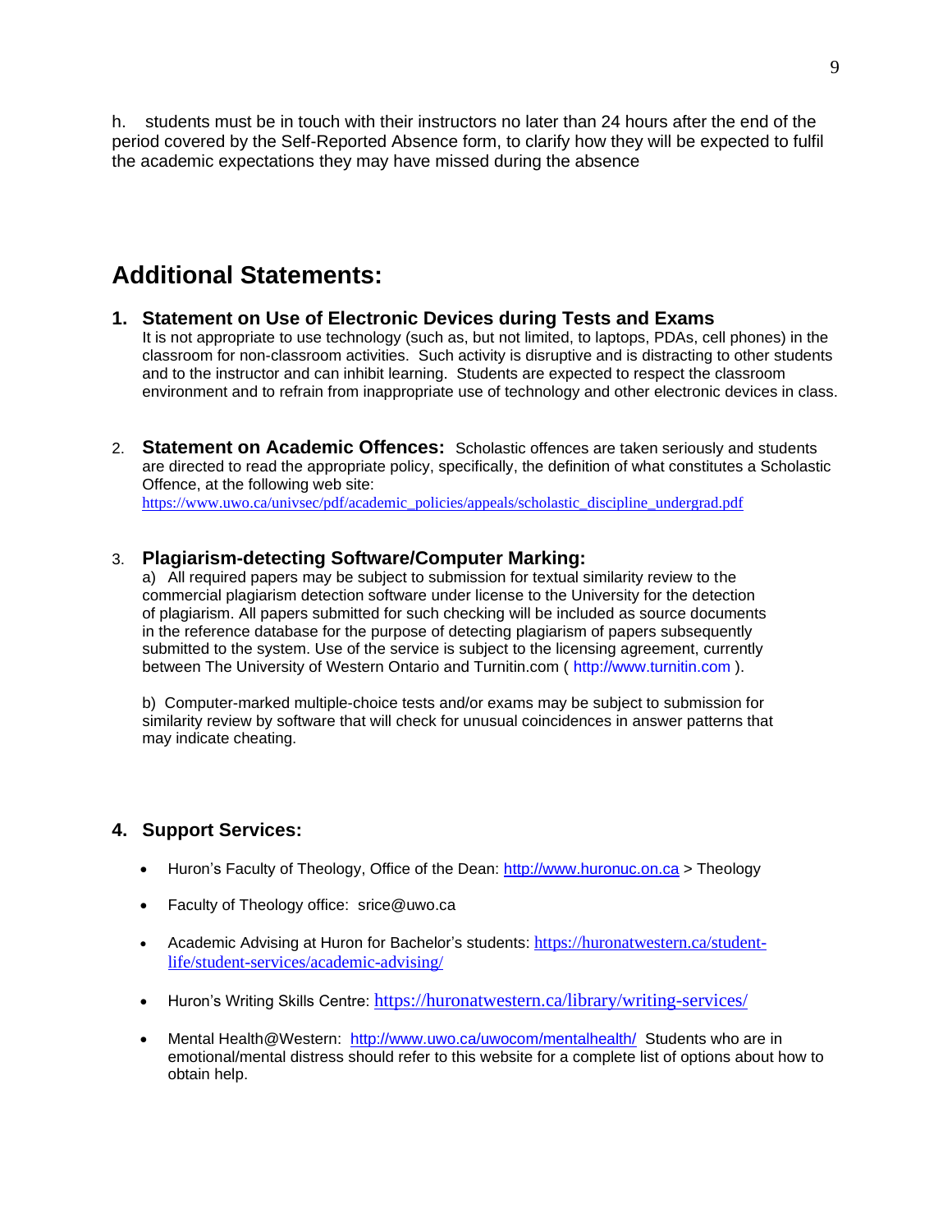h. students must be in touch with their instructors no later than 24 hours after the end of the period covered by the Self-Reported Absence form, to clarify how they will be expected to fulfil the academic expectations they may have missed during the absence

## Additional Statements:

### 1. Statement on Use of Electronic Devices during Tests and Exams

It is not appropriate to use technology (such as, but not limited, to laptops, PDAs, cell phones) in the classroom for non-classroom activities. Such activity is disruptive and is distracting to other students and to the instructor and can inhibit learning. Students are expected to respect the classroom environment and to refrain from inappropriate use of technology and other electronic devices in class.

### 2. Statement on Academic Offences:

Scholastic offences are taken seriously and students are directed to read the appropriate policy, specifically, the definition of what constitutes a Scholastic Offence, at the following web site:
https://www.uwo.ca/univsec/pdf/academic_policies/appeals/scholastic_discipline_undergrad.pdf

### 3. Plagiarism-detecting Software/Computer Marking:

a) All required papers may be subject to submission for textual similarity review to the commercial plagiarism detection software under license to the University for the detection of plagiarism. All papers submitted for such checking will be included as source documents in the reference database for the purpose of detecting plagiarism of papers subsequently submitted to the system. Use of the service is subject to the licensing agreement, currently between The University of Western Ontario and Turnitin.com ( http://www.turnitin.com ).

b) Computer-marked multiple-choice tests and/or exams may be subject to submission for similarity review by software that will check for unusual coincidences in answer patterns that may indicate cheating.

### 4. Support Services:

- Huron's Faculty of Theology, Office of the Dean: http://www.huronuc.on.ca > Theology
- Faculty of Theology office: srice@uwo.ca
- Academic Advising at Huron for Bachelor's students: https://huronatwestern.ca/student-life/student-services/academic-advising/
- Huron's Writing Skills Centre: https://huronatwestern.ca/library/writing-services/
- Mental Health@Western: http://www.uwo.ca/uwocom/mentalhealth/ Students who are in emotional/mental distress should refer to this website for a complete list of options about how to obtain help.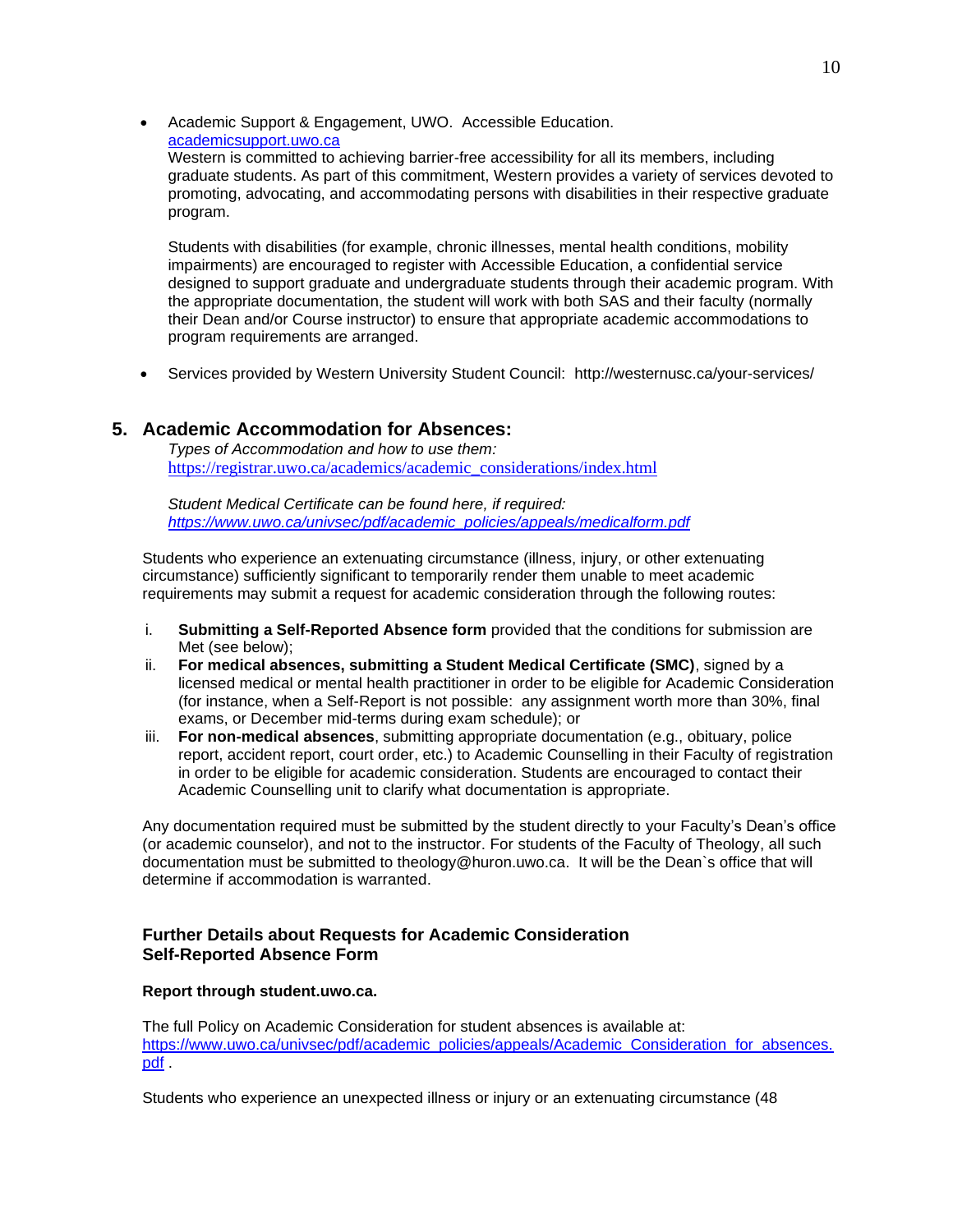- Academic Support & Engagement, UWO. Accessible Education. [academicsupport.uwo.ca](academicsupport.uwo.ca)
  Western is committed to achieving barrier-free accessibility for all its members, including graduate students. As part of this commitment, Western provides a variety of services devoted to promoting, advocating, and accommodating persons with disabilities in their respective graduate program.

  Students with disabilities (for example, chronic illnesses, mental health conditions, mobility impairments) are encouraged to register with Accessible Education, a confidential service designed to support graduate and undergraduate students through their academic program. With the appropriate documentation, the student will work with both SAS and their faculty (normally their Dean and/or Course instructor) to ensure that appropriate academic accommodations to program requirements are arranged.

- Services provided by Western University Student Council: http://westernusc.ca/your-services/

## 5. Academic Accommodation for Absences:

*Types of Accommodation and how to use them:*
[https://registrar.uwo.ca/academics/academic_considerations/index.html](https://registrar.uwo.ca/academics/academic_considerations/index.html)

*Student Medical Certificate can be found here, if required:*
*[https://www.uwo.ca/univsec/pdf/academic_policies/appeals/medicalform.pdf](https://www.uwo.ca/univsec/pdf/academic_policies/appeals/medicalform.pdf)*

Students who experience an extenuating circumstance (illness, injury, or other extenuating circumstance) sufficiently significant to temporarily render them unable to meet academic requirements may submit a request for academic consideration through the following routes:

i. **Submitting a Self-Reported Absence form** provided that the conditions for submission are Met (see below);
ii. **For medical absences, submitting a Student Medical Certificate (SMC)**, signed by a licensed medical or mental health practitioner in order to be eligible for Academic Consideration (for instance, when a Self-Report is not possible: any assignment worth more than 30%, final exams, or December mid-terms during exam schedule); or
iii. **For non-medical absences**, submitting appropriate documentation (e.g., obituary, police report, accident report, court order, etc.) to Academic Counselling in their Faculty of registration in order to be eligible for academic consideration. Students are encouraged to contact their Academic Counselling unit to clarify what documentation is appropriate.

Any documentation required must be submitted by the student directly to your Faculty's Dean's office (or academic counselor), and not to the instructor. For students of the Faculty of Theology, all such documentation must be submitted to theology@huron.uwo.ca. It will be the Dean`s office that will determine if accommodation is warranted.

### Further Details about Requests for Academic Consideration
### Self-Reported Absence Form

**Report through student.uwo.ca.**

The full Policy on Academic Consideration for student absences is available at: [https://www.uwo.ca/univsec/pdf/academic_policies/appeals/Academic_Consideration_for_absences.pdf](https://www.uwo.ca/univsec/pdf/academic_policies/appeals/Academic_Consideration_for_absences.pdf) .

Students who experience an unexpected illness or injury or an extenuating circumstance (48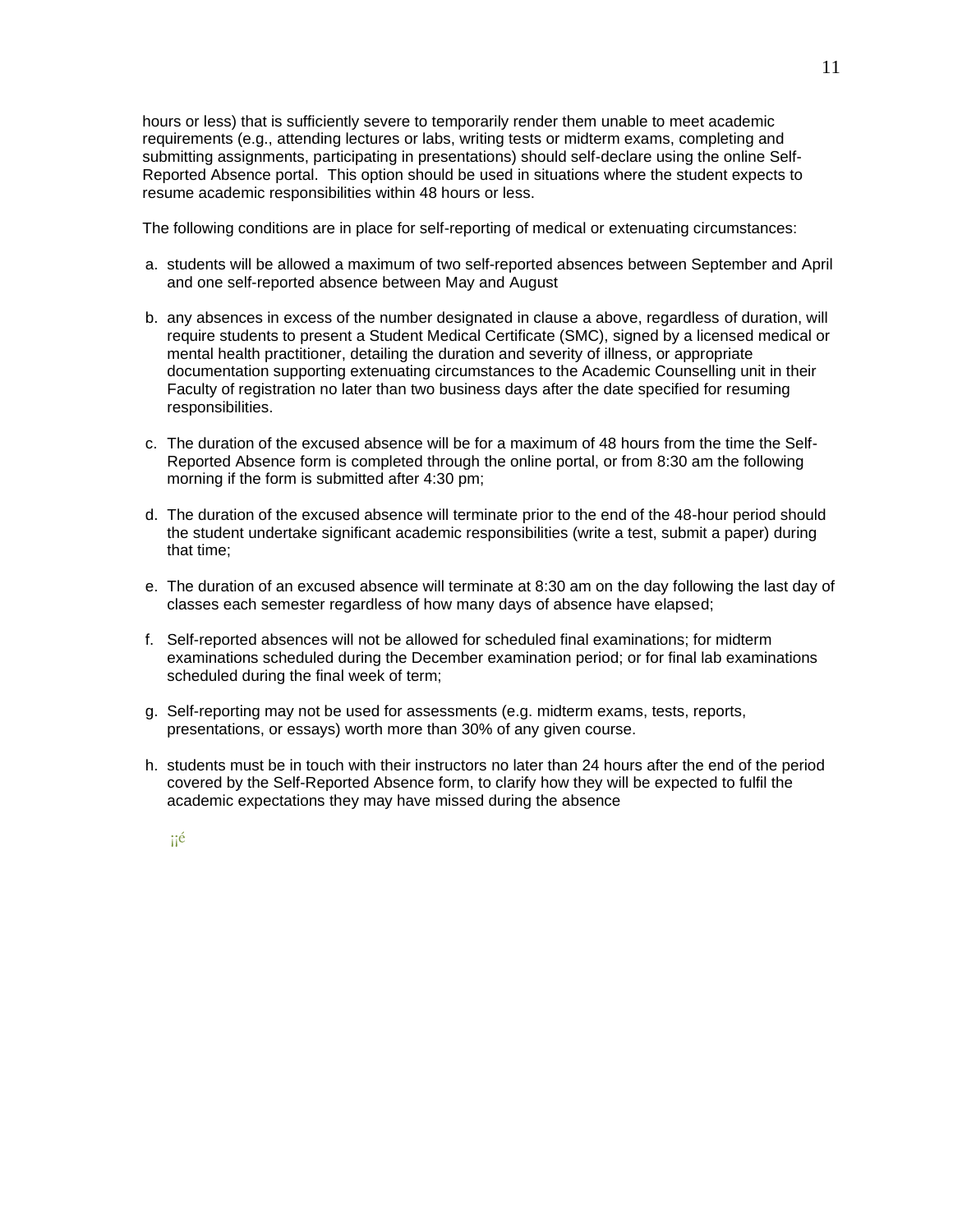hours or less) that is sufficiently severe to temporarily render them unable to meet academic requirements (e.g., attending lectures or labs, writing tests or midterm exams, completing and submitting assignments, participating in presentations) should self-declare using the online Self-Reported Absence portal. This option should be used in situations where the student expects to resume academic responsibilities within 48 hours or less.

The following conditions are in place for self-reporting of medical or extenuating circumstances:

a. students will be allowed a maximum of two self-reported absences between September and April and one self-reported absence between May and August

b. any absences in excess of the number designated in clause a above, regardless of duration, will require students to present a Student Medical Certificate (SMC), signed by a licensed medical or mental health practitioner, detailing the duration and severity of illness, or appropriate documentation supporting extenuating circumstances to the Academic Counselling unit in their Faculty of registration no later than two business days after the date specified for resuming responsibilities.

c. The duration of the excused absence will be for a maximum of 48 hours from the time the Self-Reported Absence form is completed through the online portal, or from 8:30 am the following morning if the form is submitted after 4:30 pm;

d. The duration of the excused absence will terminate prior to the end of the 48-hour period should the student undertake significant academic responsibilities (write a test, submit a paper) during that time;

e. The duration of an excused absence will terminate at 8:30 am on the day following the last day of classes each semester regardless of how many days of absence have elapsed;

f. Self-reported absences will not be allowed for scheduled final examinations; for midterm examinations scheduled during the December examination period; or for final lab examinations scheduled during the final week of term;

g. Self-reporting may not be used for assessments (e.g. midterm exams, tests, reports, presentations, or essays) worth more than 30% of any given course.

h. students must be in touch with their instructors no later than 24 hours after the end of the period covered by the Self-Reported Absence form, to clarify how they will be expected to fulfil the academic expectations they may have missed during the absence

¡¡é